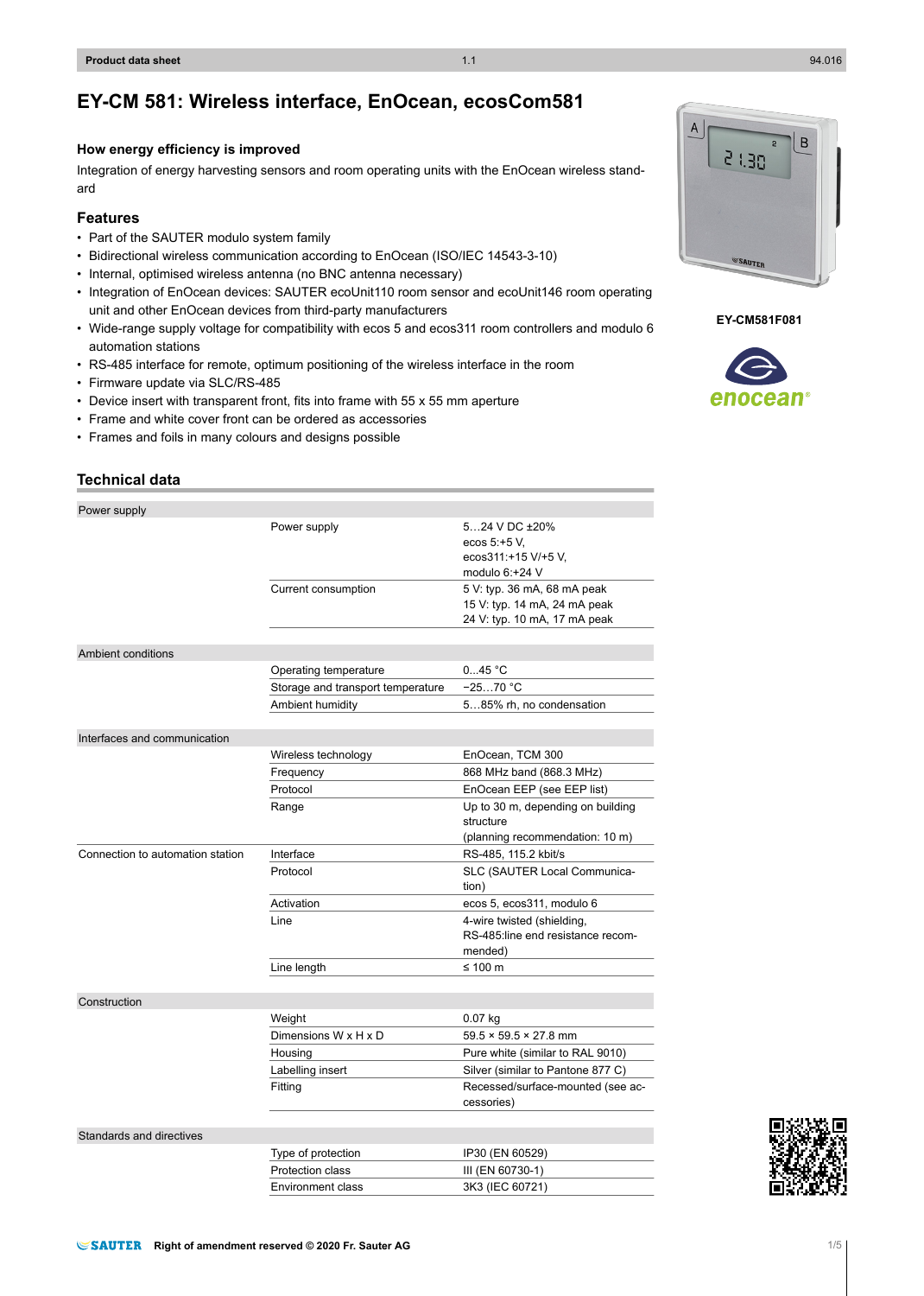# EY-CM 581: Wireless interface, EnOcean, ecosCom581

### How energy efficiency is improved

Integration of energy harvesting sensors and room operating units with the EnOcean wireless standard

### Features

- Part of the SAUTER modulo system family
- Bidirectional wireless communication according to EnOcean (ISO/IEC 14543-3-10)
- Internal, optimised wireless antenna (no BNC antenna necessary)
- Integration of EnOcean devices: SAUTER ecoUnit110 room sensor and ecoUnit146 room operating unit and other EnOcean devices from third-party manufacturers
- Wide-range supply voltage for compatibility with ecos 5 and ecos311 room controllers and modulo 6 automation stations
- RS-485 interface for remote, optimum positioning of the wireless interface in the room
- Firmware update via SLC/RS-485
- Device insert with transparent front, fits into frame with 55 x 55 mm aperture
- Frame and white cover front can be ordered as accessories
- Frames and foils in many colours and designs possible

EY-CM581F081

## Technical data

| | | |
|---|---|---|
| **Power supply** | | |
| | Power supply | 5…24 V DC ±20%<br>ecos 5:+5 V,<br>ecos311:+15 V/+5 V,<br>modulo 6:+24 V |
| | Current consumption | 5 V: typ. 36 mA, 68 mA peak<br>15 V: typ. 14 mA, 24 mA peak<br>24 V: typ. 10 mA, 17 mA peak |
| **Ambient conditions** | | |
| | Operating temperature | 0...45 °C |
| | Storage and transport temperature | −25…70 °C |
| | Ambient humidity | 5…85% rh, no condensation |
| **Interfaces and communication** | | |
| | Wireless technology | EnOcean, TCM 300 |
| | Frequency | 868 MHz band (868.3 MHz) |
| | Protocol | EnOcean EEP (see EEP list) |
| | Range | Up to 30 m, depending on building structure<br>(planning recommendation: 10 m) |
| Connection to automation station | Interface | RS-485, 115.2 kbit/s |
| | Protocol | SLC (SAUTER Local Communication) |
| | Activation | ecos 5, ecos311, modulo 6 |
| | Line | 4-wire twisted (shielding, RS-485:line end resistance recommended) |
| | Line length | ≤ 100 m |
| **Construction** | | |
| | Weight | 0.07 kg |
| | Dimensions W x H x D | 59.5 × 59.5 × 27.8 mm |
| | Housing | Pure white (similar to RAL 9010) |
| | Labelling insert | Silver (similar to Pantone 877 C) |
| | Fitting | Recessed/surface-mounted (see accessories) |
| **Standards and directives** | | |
| | Type of protection | IP30 (EN 60529) |
| | Protection class | III (EN 60730-1) |
| | Environment class | 3K3 (IEC 60721) |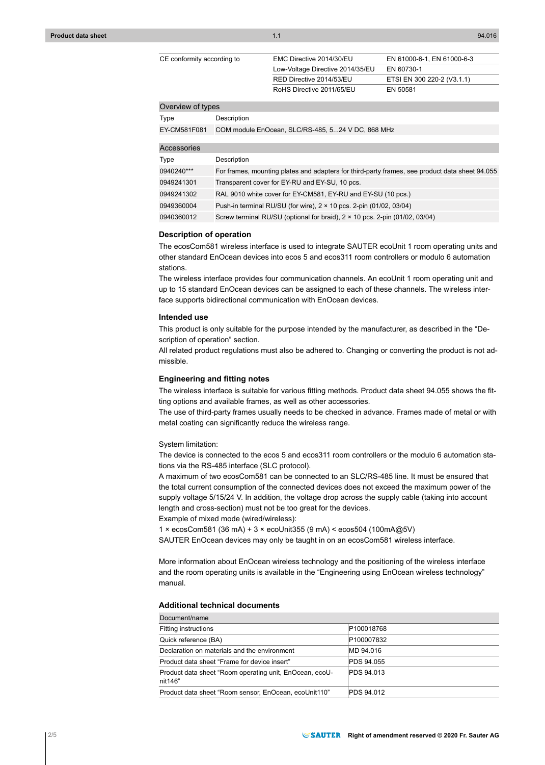| CE conformity according to | EMC Directive 2014/30/EU | EN 61000-6-1, EN 61000-6-3 |
|---|---|---|
| | Low-Voltage Directive 2014/35/EU | EN 60730-1 |
| | RED Directive 2014/53/EU | ETSI EN 300 220-2 (V3.1.1) |
| | RoHS Directive 2011/65/EU | EN 50581 |

**Overview of types**

| Type | Description |
|---|---|
| EY-CM581F081 | COM module EnOcean, SLC/RS-485, 5...24 V DC, 868 MHz |

**Accessories**

| Type | Description |
|---|---|
| 0940240*** | For frames, mounting plates and adapters for third-party frames, see product data sheet 94.055 |
| 0949241301 | Transparent cover for EY-RU and EY-SU, 10 pcs. |
| 0949241302 | RAL 9010 white cover for EY-CM581, EY-RU and EY-SU (10 pcs.) |
| 0949360004 | Push-in terminal RU/SU (for wire), 2 × 10 pcs. 2-pin (01/02, 03/04) |
| 0940360012 | Screw terminal RU/SU (optional for braid), 2 × 10 pcs. 2-pin (01/02, 03/04) |

### Description of operation

The ecosCom581 wireless interface is used to integrate SAUTER ecoUnit 1 room operating units and other standard EnOcean devices into ecos 5 and ecos311 room controllers or modulo 6 automation stations.

The wireless interface provides four communication channels. An ecoUnit 1 room operating unit and up to 15 standard EnOcean devices can be assigned to each of these channels. The wireless interface supports bidirectional communication with EnOcean devices.

### Intended use

This product is only suitable for the purpose intended by the manufacturer, as described in the “Description of operation” section.

All related product regulations must also be adhered to. Changing or converting the product is not admissible.

### Engineering and fitting notes

The wireless interface is suitable for various fitting methods. Product data sheet 94.055 shows the fitting options and available frames, as well as other accessories.

The use of third-party frames usually needs to be checked in advance. Frames made of metal or with metal coating can significantly reduce the wireless range.

System limitation:

The device is connected to the ecos 5 and ecos311 room controllers or the modulo 6 automation stations via the RS-485 interface (SLC protocol).

A maximum of two ecosCom581 can be connected to an SLC/RS-485 line. It must be ensured that the total current consumption of the connected devices does not exceed the maximum power of the supply voltage 5/15/24 V. In addition, the voltage drop across the supply cable (taking into account length and cross-section) must not be too great for the devices.

Example of mixed mode (wired/wireless):

1 × ecosCom581 (36 mA) + 3 × ecoUnit355 (9 mA) < ecos504 (100mA@5V)

SAUTER EnOcean devices may only be taught in on an ecosCom581 wireless interface.

More information about EnOcean wireless technology and the positioning of the wireless interface and the room operating units is available in the “Engineering using EnOcean wireless technology” manual.

### Additional technical documents

| Document/name | |
|---|---|
| Fitting instructions | P100018768 |
| Quick reference (BA) | P100007832 |
| Declaration on materials and the environment | MD 94.016 |
| Product data sheet “Frame for device insert” | PDS 94.055 |
| Product data sheet “Room operating unit, EnOcean, ecoUnit146” | PDS 94.013 |
| Product data sheet “Room sensor, EnOcean, ecoUnit110” | PDS 94.012 |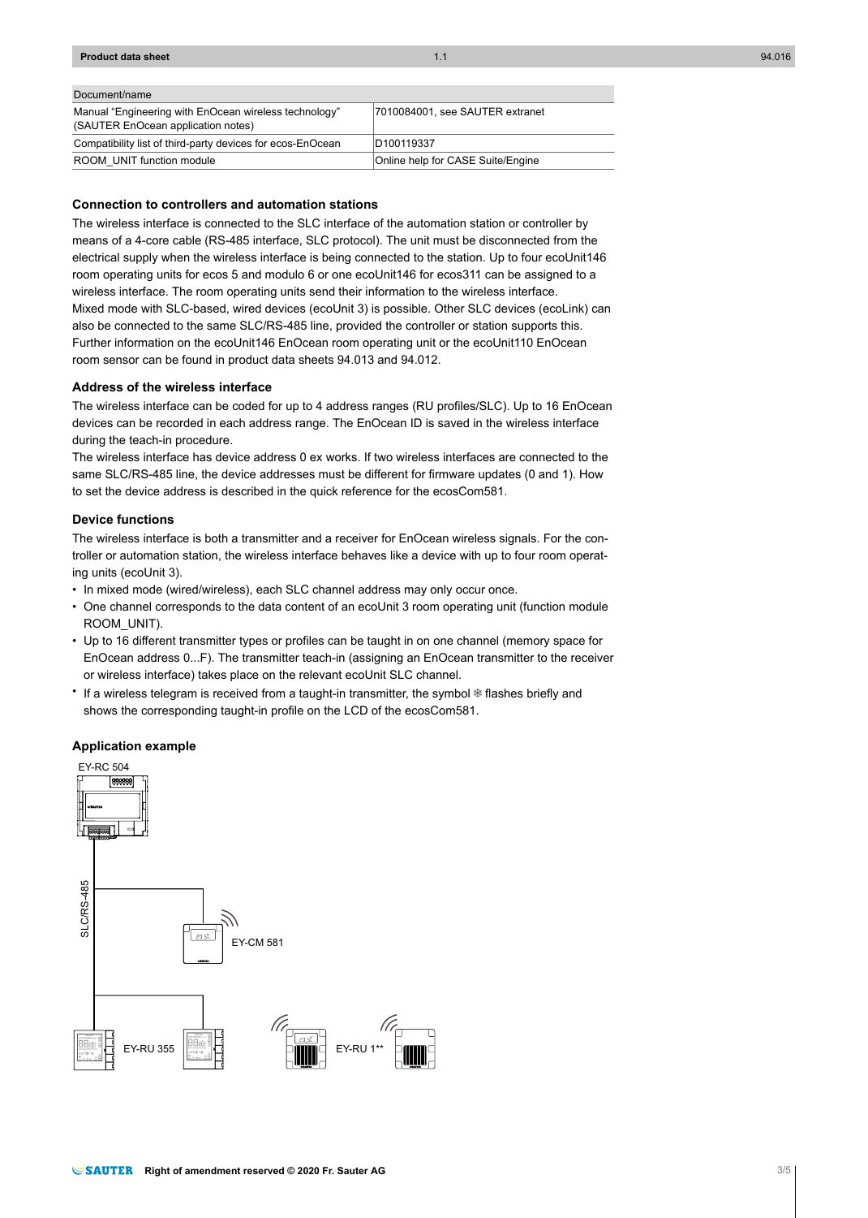| Document/name | |
|---|---|
| Manual "Engineering with EnOcean wireless technology" (SAUTER EnOcean application notes) | 7010084001, see SAUTER extranet |
| Compatibility list of third-party devices for ecos-EnOcean | D100119337 |
| ROOM_UNIT function module | Online help for CASE Suite/Engine |

### Connection to controllers and automation stations

The wireless interface is connected to the SLC interface of the automation station or controller by means of a 4-core cable (RS-485 interface, SLC protocol). The unit must be disconnected from the electrical supply when the wireless interface is being connected to the station. Up to four ecoUnit146 room operating units for ecos 5 and modulo 6 or one ecoUnit146 for ecos311 can be assigned to a wireless interface. The room operating units send their information to the wireless interface.
Mixed mode with SLC-based, wired devices (ecoUnit 3) is possible. Other SLC devices (ecoLink) can also be connected to the same SLC/RS-485 line, provided the controller or station supports this.
Further information on the ecoUnit146 EnOcean room operating unit or the ecoUnit110 EnOcean room sensor can be found in product data sheets 94.013 and 94.012.

### Address of the wireless interface

The wireless interface can be coded for up to 4 address ranges (RU profiles/SLC). Up to 16 EnOcean devices can be recorded in each address range. The EnOcean ID is saved in the wireless interface during the teach-in procedure.
The wireless interface has device address 0 ex works. If two wireless interfaces are connected to the same SLC/RS-485 line, the device addresses must be different for firmware updates (0 and 1). How to set the device address is described in the quick reference for the ecosCom581.

### Device functions

The wireless interface is both a transmitter and a receiver for EnOcean wireless signals. For the controller or automation station, the wireless interface behaves like a device with up to four room operating units (ecoUnit 3).

- In mixed mode (wired/wireless), each SLC channel address may only occur once.
- One channel corresponds to the data content of an ecoUnit 3 room operating unit (function module ROOM_UNIT).
- Up to 16 different transmitter types or profiles can be taught in on one channel (memory space for EnOcean address 0...F). The transmitter teach-in (assigning an EnOcean transmitter to the receiver or wireless interface) takes place on the relevant ecoUnit SLC channel.
- If a wireless telegram is received from a taught-in transmitter, the symbol ❄ flashes briefly and shows the corresponding taught-in profile on the LCD of the ecosCom581.

### Application example

EY-RC 504

SLC/RS-485

EY-CM 581

EY-RU 355

EY-RU 1**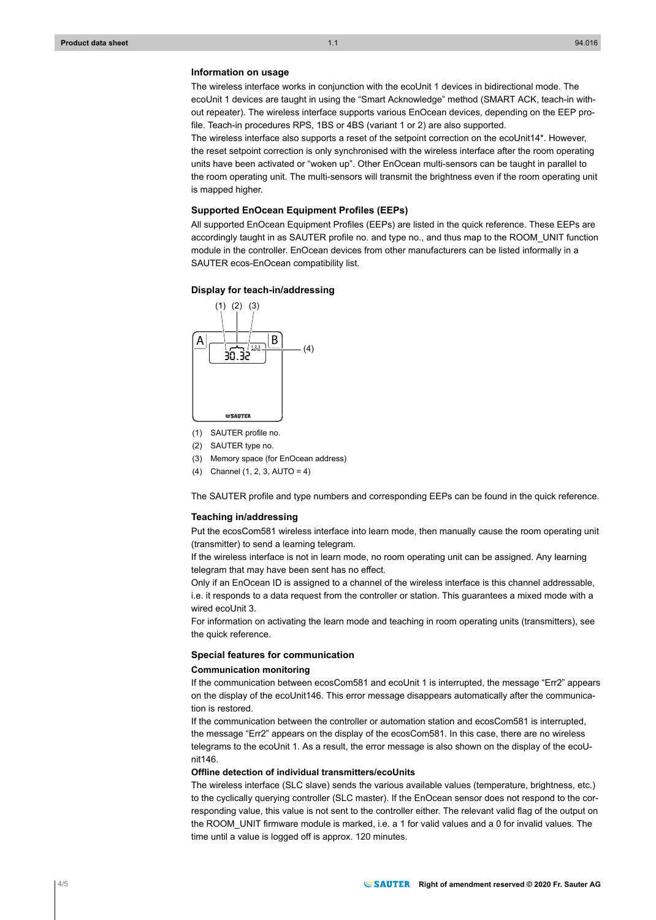### Information on usage

The wireless interface works in conjunction with the ecoUnit 1 devices in bidirectional mode. The ecoUnit 1 devices are taught in using the “Smart Acknowledge” method (SMART ACK, teach-in without repeater). The wireless interface supports various EnOcean devices, depending on the EEP profile. Teach-in procedures RPS, 1BS or 4BS (variant 1 or 2) are also supported.
The wireless interface also supports a reset of the setpoint correction on the ecoUnit14*. However, the reset setpoint correction is only synchronised with the wireless interface after the room operating units have been activated or “woken up”. Other EnOcean multi-sensors can be taught in parallel to the room operating unit. The multi-sensors will transmit the brightness even if the room operating unit is mapped higher.

### Supported EnOcean Equipment Profiles (EEPs)

All supported EnOcean Equipment Profiles (EEPs) are listed in the quick reference. These EEPs are accordingly taught in as SAUTER profile no. and type no., and thus map to the ROOM_UNIT function module in the controller. EnOcean devices from other manufacturers can be listed informally in a SAUTER ecos-EnOcean compatibility list.

### Display for teach-in/addressing

(1) SAUTER profile no.
(2) SAUTER type no.
(3) Memory space (for EnOcean address)
(4) Channel (1, 2, 3, AUTO = 4)

The SAUTER profile and type numbers and corresponding EEPs can be found in the quick reference.

### Teaching in/addressing

Put the ecosCom581 wireless interface into learn mode, then manually cause the room operating unit (transmitter) to send a learning telegram.
If the wireless interface is not in learn mode, no room operating unit can be assigned. Any learning telegram that may have been sent has no effect.
Only if an EnOcean ID is assigned to a channel of the wireless interface is this channel addressable, i.e. it responds to a data request from the controller or station. This guarantees a mixed mode with a wired ecoUnit 3.
For information on activating the learn mode and teaching in room operating units (transmitters), see the quick reference.

### Special features for communication

#### Communication monitoring

If the communication between ecosCom581 and ecoUnit 1 is interrupted, the message “Err2” appears on the display of the ecoUnit146. This error message disappears automatically after the communication is restored.
If the communication between the controller or automation station and ecosCom581 is interrupted, the message “Err2” appears on the display of the ecosCom581. In this case, there are no wireless telegrams to the ecoUnit 1. As a result, the error message is also shown on the display of the ecoUnit146.

#### Offline detection of individual transmitters/ecoUnits

The wireless interface (SLC slave) sends the various available values (temperature, brightness, etc.) to the cyclically querying controller (SLC master). If the EnOcean sensor does not respond to the corresponding value, this value is not sent to the controller either. The relevant valid flag of the output on the ROOM_UNIT firmware module is marked, i.e. a 1 for valid values and a 0 for invalid values. The time until a value is logged off is approx. 120 minutes.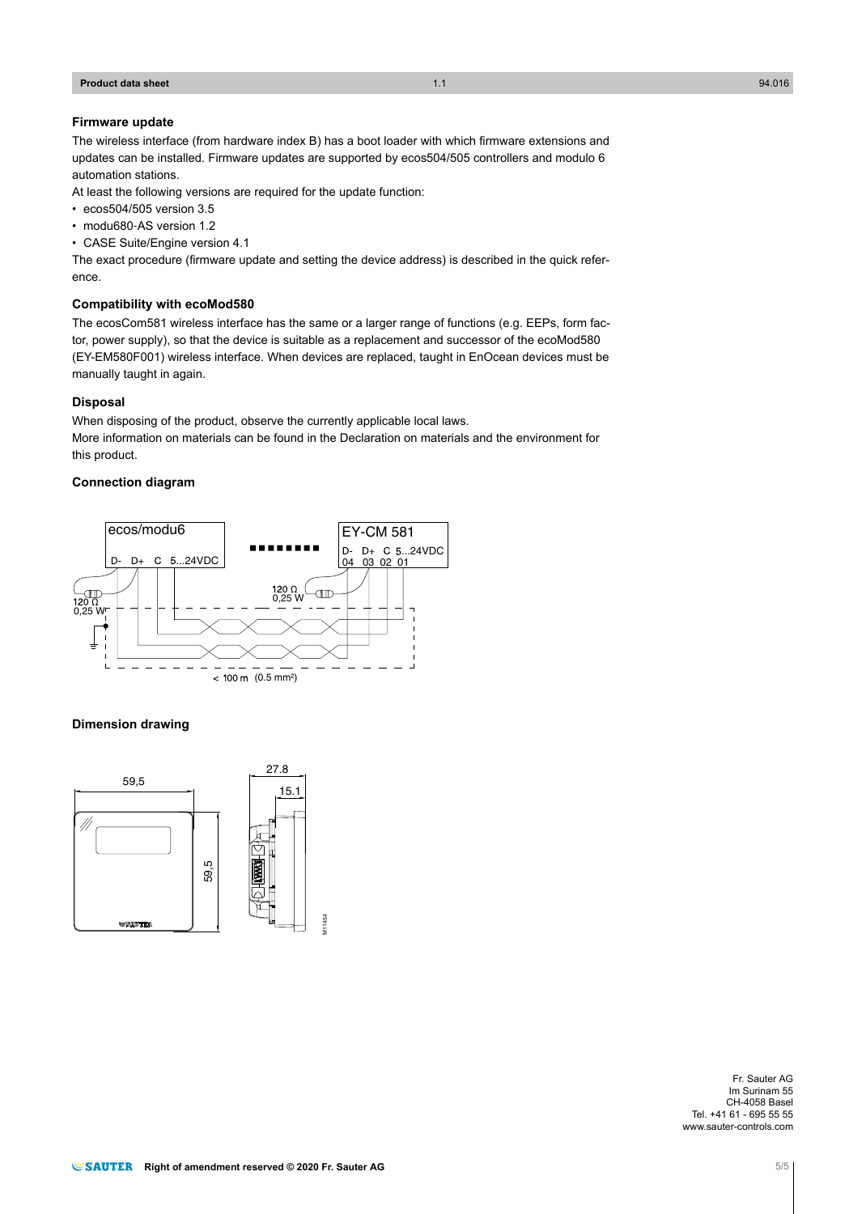## Firmware update

The wireless interface (from hardware index B) has a boot loader with which firmware extensions and updates can be installed. Firmware updates are supported by ecos504/505 controllers and modulo 6 automation stations.

At least the following versions are required for the update function:

- ecos504/505 version 3.5
- modu680-AS version 1.2
- CASE Suite/Engine version 4.1

The exact procedure (firmware update and setting the device address) is described in the quick reference.

## Compatibility with ecoMod580

The ecosCom581 wireless interface has the same or a larger range of functions (e.g. EEPs, form factor, power supply), so that the device is suitable as a replacement and successor of the ecoMod580 (EY-EM580F001) wireless interface. When devices are replaced, taught in EnOcean devices must be manually taught in again.

## Disposal

When disposing of the product, observe the currently applicable local laws.

More information on materials can be found in the Declaration on materials and the environment for this product.

## Connection diagram

ecos/modu6

D- D+ C 5...24VDC

EY-CM 581

D- D+ C 5...24VDC

04 03 02 01

120 Ω
0,25 W

120 Ω
0,25 W

< 100 m (0.5 mm²)

## Dimension drawing

59,5

59,5

27.8

15.1

M11454